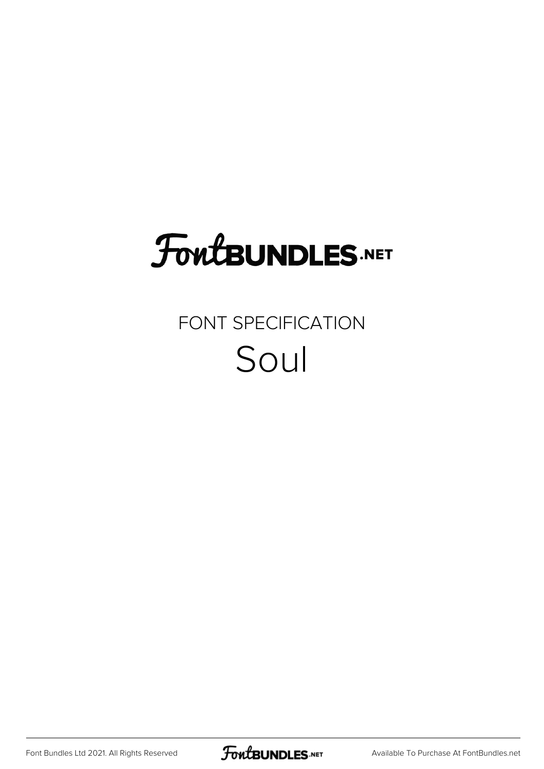FontBUNDLES.NET

FONT SPECIFICATION

# Soul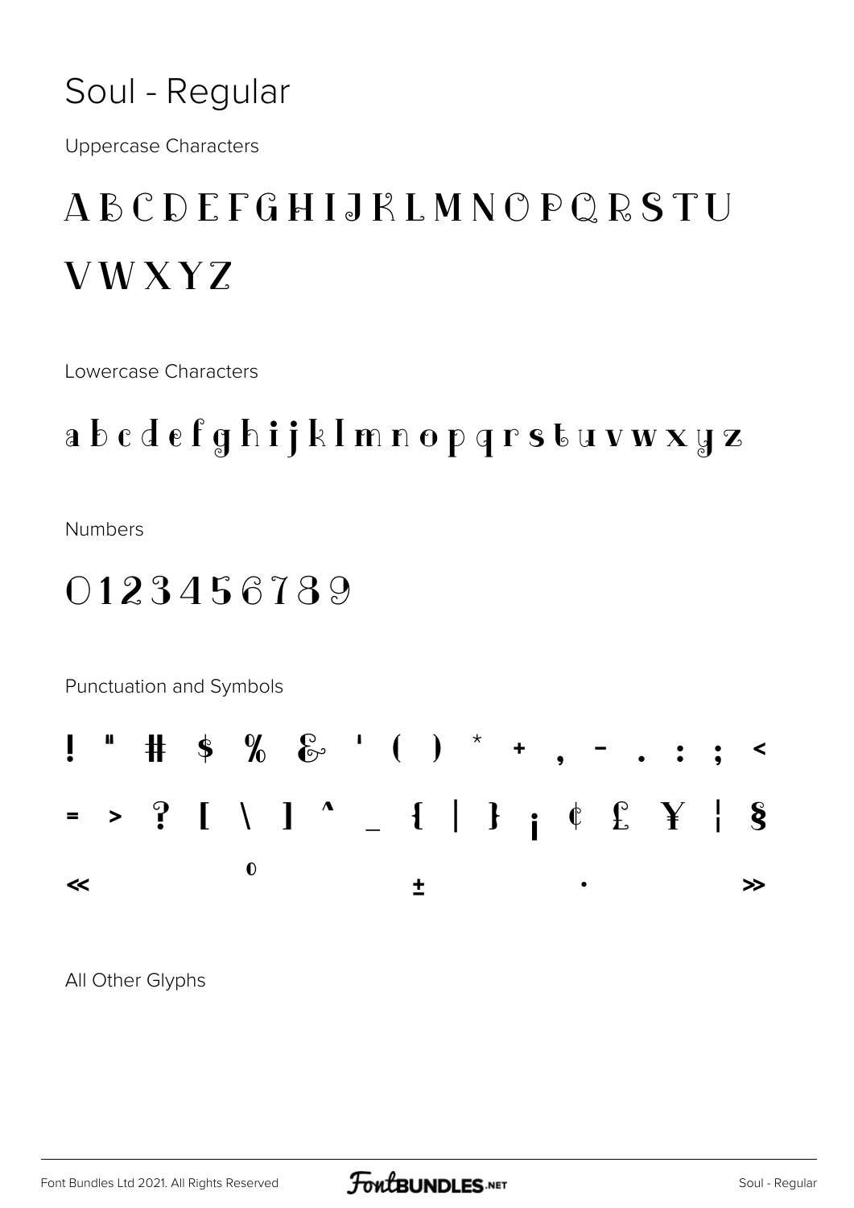# Soul - Regular

Uppercase Characters

ABCDEFGHIJKLMNOPQRSTU

VWXYZ

Lowercase Characters

a b c d e f g h i j k l m n o p q r s t u v w x y z

Numbers

0123456789

Punctuation and Symbols

! " # $ % & ' ( ) * + , - . : ; <

= > ? [ \ ] ^ _ { | } ¡ ¢ £ ¥ ¦ §

« º ± · »

All Other Glyphs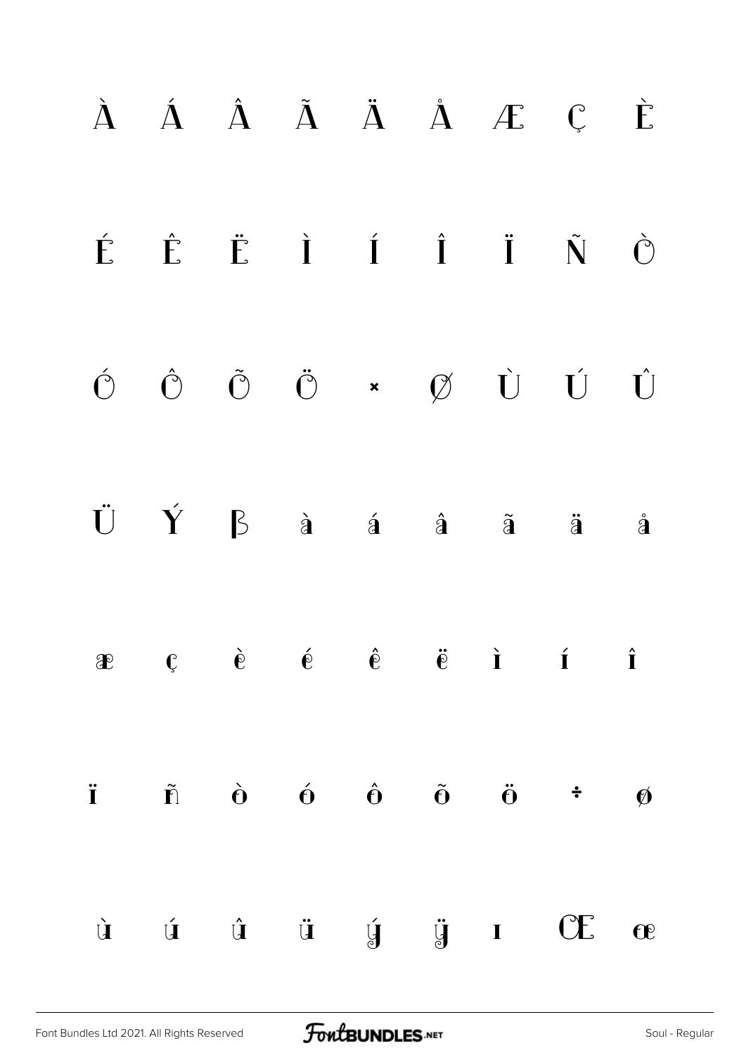À Á Â Ã Ä Å Æ Ç È

É Ê Ë Ì Í Î Ï Ñ Ò

Ó Ô Õ Ö × Ø Ù Ú Û

Ü Ý ß à á â ã ä å

æ ç è é ê ë ì í î

ï ñ ò ó ô õ ö ÷ ø

ù ú û ü ý ÿ ı Œ œ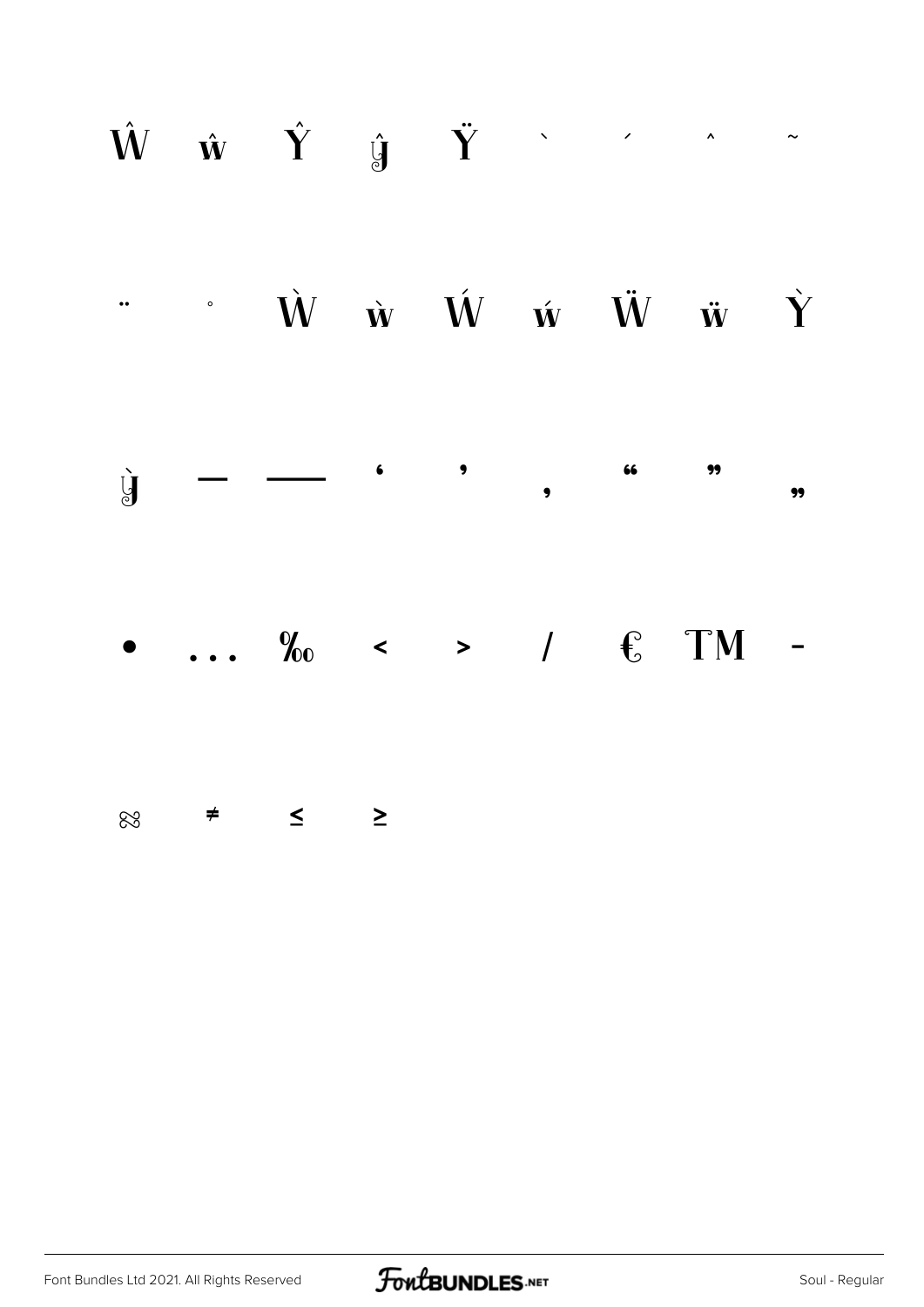Ŵ ŵ Ŷ ŷ Ÿ ` ´ ˆ ˜

¨ ˚ Ẁ ẁ Ẃ ẃ Ẅ ẅ Ỳ

ỳ – — ‘ ’ ‚ “ ” „

• … ‰ ‹ › ⁄ € ™ −

∞ ≠ ≤ ≥